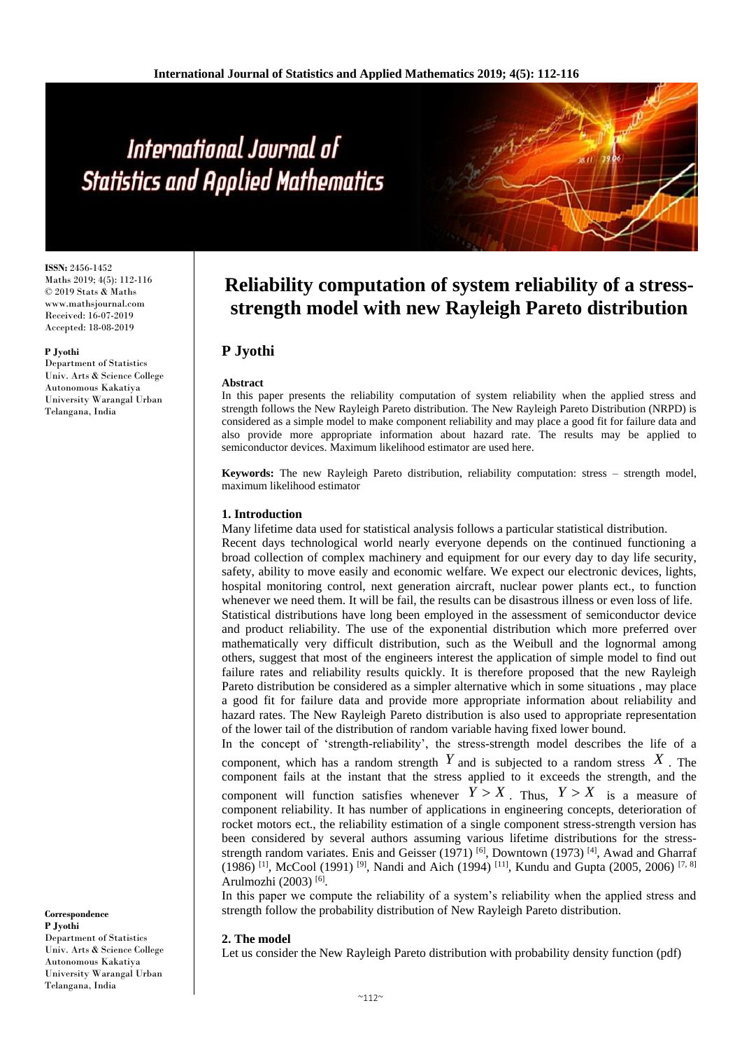# Reliability computation of system reliability of a stress-strength model with new Rayleigh Pareto distribution

**P Jyothi**

**ISSN:** 2456-1452
Maths 2019; 4(5): 112-116
© 2019 Stats & Maths
www.mathsjournal.com
Received: 16-07-2019
Accepted: 18-08-2019

**P Jyothi**
Department of Statistics
Univ. Arts & Science College
Autonomous Kakatiya
University Warangal Urban
Telangana, India

**Correspondence**
**P Jyothi**
Department of Statistics
Univ. Arts & Science College
Autonomous Kakatiya
University Warangal Urban
Telangana, India

#### Abstract

In this paper presents the reliability computation of system reliability when the applied stress and strength follows the New Rayleigh Pareto distribution. The New Rayleigh Pareto Distribution (NRPD) is considered as a simple model to make component reliability and may place a good fit for failure data and also provide more appropriate information about hazard rate. The results may be applied to semiconductor devices. Maximum likelihood estimator are used here.

**Keywords:** The new Rayleigh Pareto distribution, reliability computation: stress – strength model, maximum likelihood estimator

## 1. Introduction

Many lifetime data used for statistical analysis follows a particular statistical distribution.

Recent days technological world nearly everyone depends on the continued functioning a broad collection of complex machinery and equipment for our every day to day life security, safety, ability to move easily and economic welfare. We expect our electronic devices, lights, hospital monitoring control, next generation aircraft, nuclear power plants ect., to function whenever we need them. It will be fail, the results can be disastrous illness or even loss of life.

Statistical distributions have long been employed in the assessment of semiconductor device and product reliability. The use of the exponential distribution which more preferred over mathematically very difficult distribution, such as the Weibull and the lognormal among others, suggest that most of the engineers interest the application of simple model to find out failure rates and reliability results quickly. It is therefore proposed that the new Rayleigh Pareto distribution be considered as a simpler alternative which in some situations , may place a good fit for failure data and provide more appropriate information about reliability and hazard rates. The New Rayleigh Pareto distribution is also used to appropriate representation of the lower tail of the distribution of random variable having fixed lower bound.

In the concept of 'strength-reliability', the stress-strength model describes the life of a component, which has a random strength $Y$ and is subjected to a random stress $X$. The component fails at the instant that the stress applied to it exceeds the strength, and the component will function satisfies whenever $Y > X$. Thus, $Y > X$ is a measure of component reliability. It has number of applications in engineering concepts, deterioration of rocket motors ect., the reliability estimation of a single component stress-strength version has been considered by several authors assuming various lifetime distributions for the stress-strength random variates. Enis and Geisser (1971) [6], Downtown (1973) [4], Awad and Gharraf (1986) [1], McCool (1991) [9], Nandi and Aich (1994) [11], Kundu and Gupta (2005, 2006) [7, 8] Arulmozhi (2003) [6].

In this paper we compute the reliability of a system's reliability when the applied stress and strength follow the probability distribution of New Rayleigh Pareto distribution.

## 2. The model

Let us consider the New Rayleigh Pareto distribution with probability density function (pdf)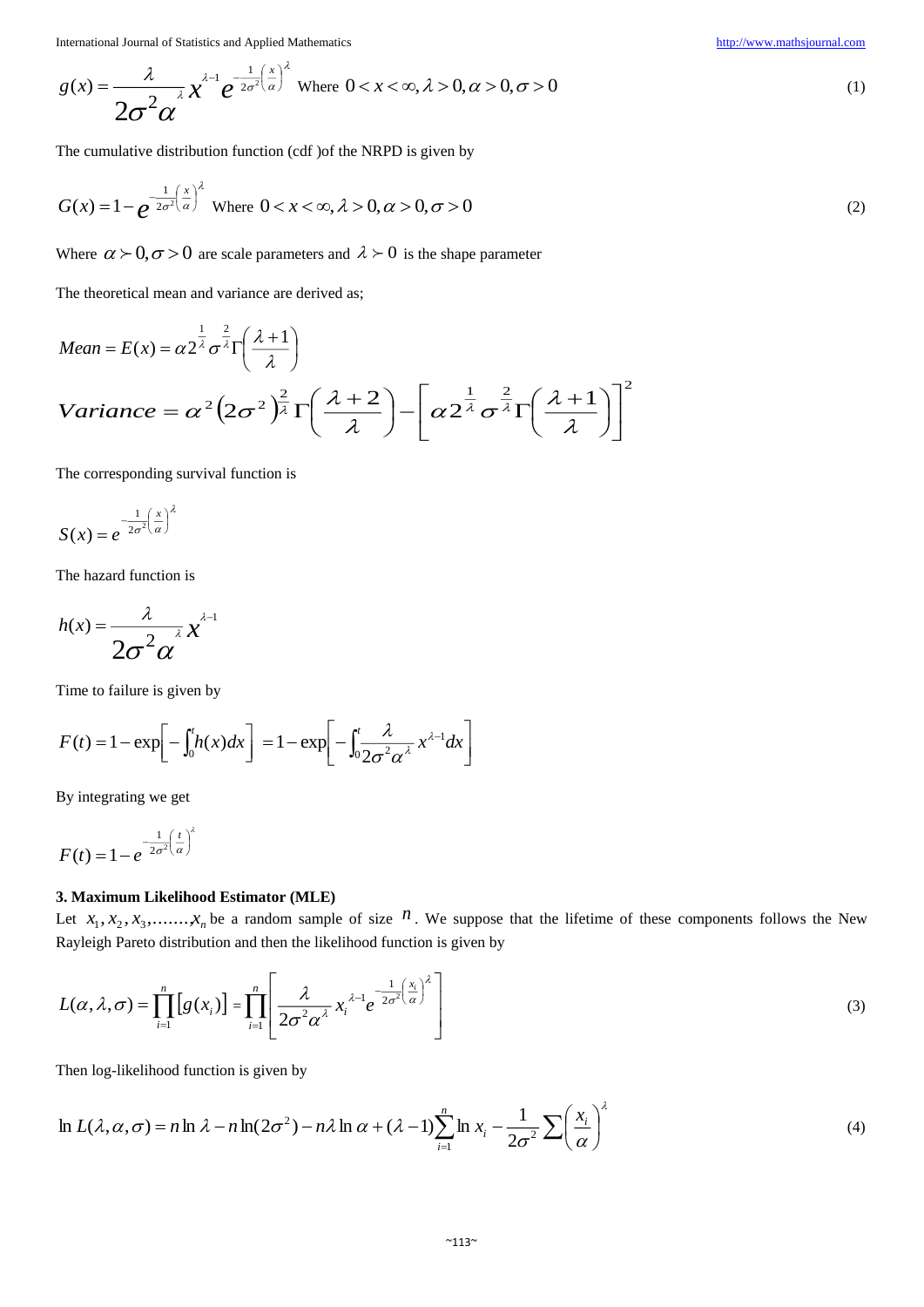$$g(x) = \frac{\lambda}{2\sigma^2\alpha^{\lambda}} x^{\lambda-1} e^{-\frac{1}{2\sigma^2}\left(\frac{x}{\alpha}\right)^{\lambda}} \quad \text{Where } 0 < x < \infty, \lambda > 0, \alpha > 0, \sigma > 0 \tag{1}$$

The cumulative distribution function (cdf )of the NRPD is given by

$$G(x) = 1 - e^{-\frac{1}{2\sigma^2}\left(\frac{x}{\alpha}\right)^{\lambda}} \quad \text{Where } 0 < x < \infty, \lambda > 0, \alpha > 0, \sigma > 0 \tag{2}$$

Where $\alpha \succ 0, \sigma > 0$ are scale parameters and $\lambda \succ 0$ is the shape parameter

The theoretical mean and variance are derived as;

$$Mean = E(x) = \alpha 2^{\frac{1}{\lambda}} \sigma^{\frac{2}{\lambda}} \Gamma\left(\frac{\lambda+1}{\lambda}\right)$$

$$Variance = \alpha^2 \left(2\sigma^2\right)^{\frac{2}{\lambda}} \Gamma\left(\frac{\lambda+2}{\lambda}\right) - \left[\alpha 2^{\frac{1}{\lambda}} \sigma^{\frac{2}{\lambda}} \Gamma\left(\frac{\lambda+1}{\lambda}\right)\right]^2$$

The corresponding survival function is

$$S(x) = e^{-\frac{1}{2\sigma^2}\left(\frac{x}{\alpha}\right)^{\lambda}}$$

The hazard function is

$$h(x) = \frac{\lambda}{2\sigma^2\alpha^{\lambda}} x^{\lambda-1}$$

Time to failure is given by

$$F(t) = 1 - \exp\left[-\int_0^t h(x)dx\right] = 1 - \exp\left[-\int_0^t \frac{\lambda}{2\sigma^2\alpha^{\lambda}} x^{\lambda-1} dx\right]$$

By integrating we get

$$F(t) = 1 - e^{-\frac{1}{2\sigma^2}\left(\frac{t}{\alpha}\right)^{\lambda}}$$

### 3. Maximum Likelihood Estimator (MLE)

Let $x_1, x_2, x_3, \ldots\ldots, x_n$ be a random sample of size $n$. We suppose that the lifetime of these components follows the New Rayleigh Pareto distribution and then the likelihood function is given by

$$L(\alpha, \lambda, \sigma) = \prod_{i=1}^{n} \left[g(x_i)\right] = \prod_{i=1}^{n} \left[\frac{\lambda}{2\sigma^2\alpha^{\lambda}} x_i^{\lambda-1} e^{-\frac{1}{2\sigma^2}\left(\frac{x_i}{\alpha}\right)^{\lambda}}\right] \tag{3}$$

Then log-likelihood function is given by

$$\ln L(\lambda, \alpha, \sigma) = n \ln \lambda - n \ln(2\sigma^2) - n\lambda \ln \alpha + (\lambda - 1)\sum_{i=1}^{n} \ln x_i - \frac{1}{2\sigma^2} \sum \left(\frac{x_i}{\alpha}\right)^{\lambda} \tag{4}$$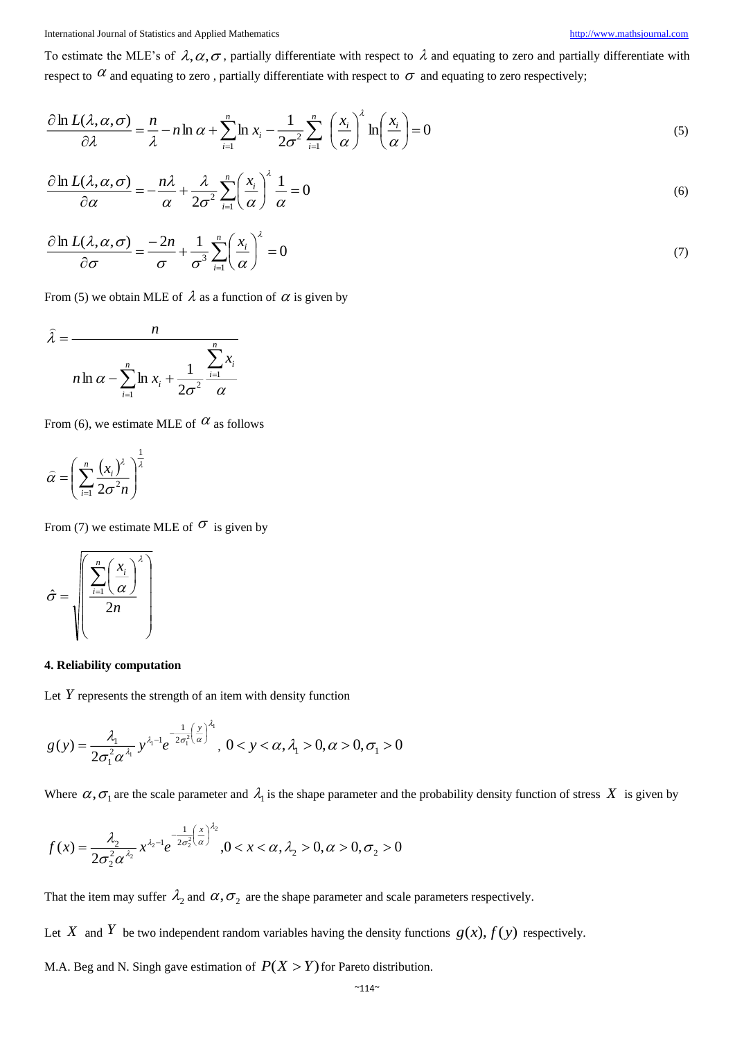To estimate the MLE's of $\lambda, \alpha, \sigma$, partially differentiate with respect to $\lambda$ and equating to zero and partially differentiate with respect to $\alpha$ and equating to zero , partially differentiate with respect to $\sigma$ and equating to zero respectively;

$$\frac{\partial \ln L(\lambda,\alpha,\sigma)}{\partial \lambda} = \frac{n}{\lambda} - n\ln\alpha + \sum_{i=1}^{n}\ln x_i - \frac{1}{2\sigma^2}\sum_{i=1}^{n}\left(\frac{x_i}{\alpha}\right)^{\lambda}\ln\left(\frac{x_i}{\alpha}\right) = 0 \tag{5}$$

$$\frac{\partial \ln L(\lambda,\alpha,\sigma)}{\partial \alpha} = -\frac{n\lambda}{\alpha} + \frac{\lambda}{2\sigma^2}\sum_{i=1}^{n}\left(\frac{x_i}{\alpha}\right)^{\lambda}\frac{1}{\alpha} = 0 \tag{6}$$

$$\frac{\partial \ln L(\lambda,\alpha,\sigma)}{\partial \sigma} = \frac{-2n}{\sigma} + \frac{1}{\sigma^3}\sum_{i=1}^{n}\left(\frac{x_i}{\alpha}\right)^{\lambda} = 0 \tag{7}$$

From (5) we obtain MLE of $\lambda$ as a function of $\alpha$ is given by

$$\hat{\lambda} = \frac{n}{n\ln\alpha - \sum_{i=1}^{n}\ln x_i + \frac{1}{2\sigma^2}\frac{\sum_{i=1}^{n}x_i}{\alpha}}$$

From (6), we estimate MLE of $\alpha$ as follows

$$\hat{\alpha} = \left(\sum_{i=1}^{n}\frac{(x_i)^{\lambda}}{2\sigma^2 n}\right)^{\frac{1}{\lambda}}$$

From (7) we estimate MLE of $\sigma$ is given by

$$\hat{\sigma} = \sqrt{\left(\frac{\sum_{i=1}^{n}\left(\frac{x_i}{\alpha}\right)^{\lambda}}{2n}\right)}$$

## 4. Reliability computation

Let $Y$ represents the strength of an item with density function

$$g(y) = \frac{\lambda_1}{2\sigma_1^2\alpha^{\lambda_1}}y^{\lambda_1-1}e^{-\frac{1}{2\sigma_1^2}\left(\frac{y}{\alpha}\right)^{\lambda_1}}, \; 0 < y < \alpha, \lambda_1 > 0, \alpha > 0, \sigma_1 > 0$$

Where $\alpha, \sigma_1$ are the scale parameter and $\lambda_1$ is the shape parameter and the probability density function of stress $X$ is given by

$$f(x) = \frac{\lambda_2}{2\sigma_2^2\alpha^{\lambda_2}}x^{\lambda_2-1}e^{-\frac{1}{2\sigma_2^2}\left(\frac{x}{\alpha}\right)^{\lambda_2}}, 0 < x < \alpha, \lambda_2 > 0, \alpha > 0, \sigma_2 > 0$$

That the item may suffer $\lambda_2$ and $\alpha, \sigma_2$ are the shape parameter and scale parameters respectively.

Let $X$ and $Y$ be two independent random variables having the density functions $g(x), f(y)$ respectively.

M.A. Beg and N. Singh gave estimation of $P(X > Y)$ for Pareto distribution.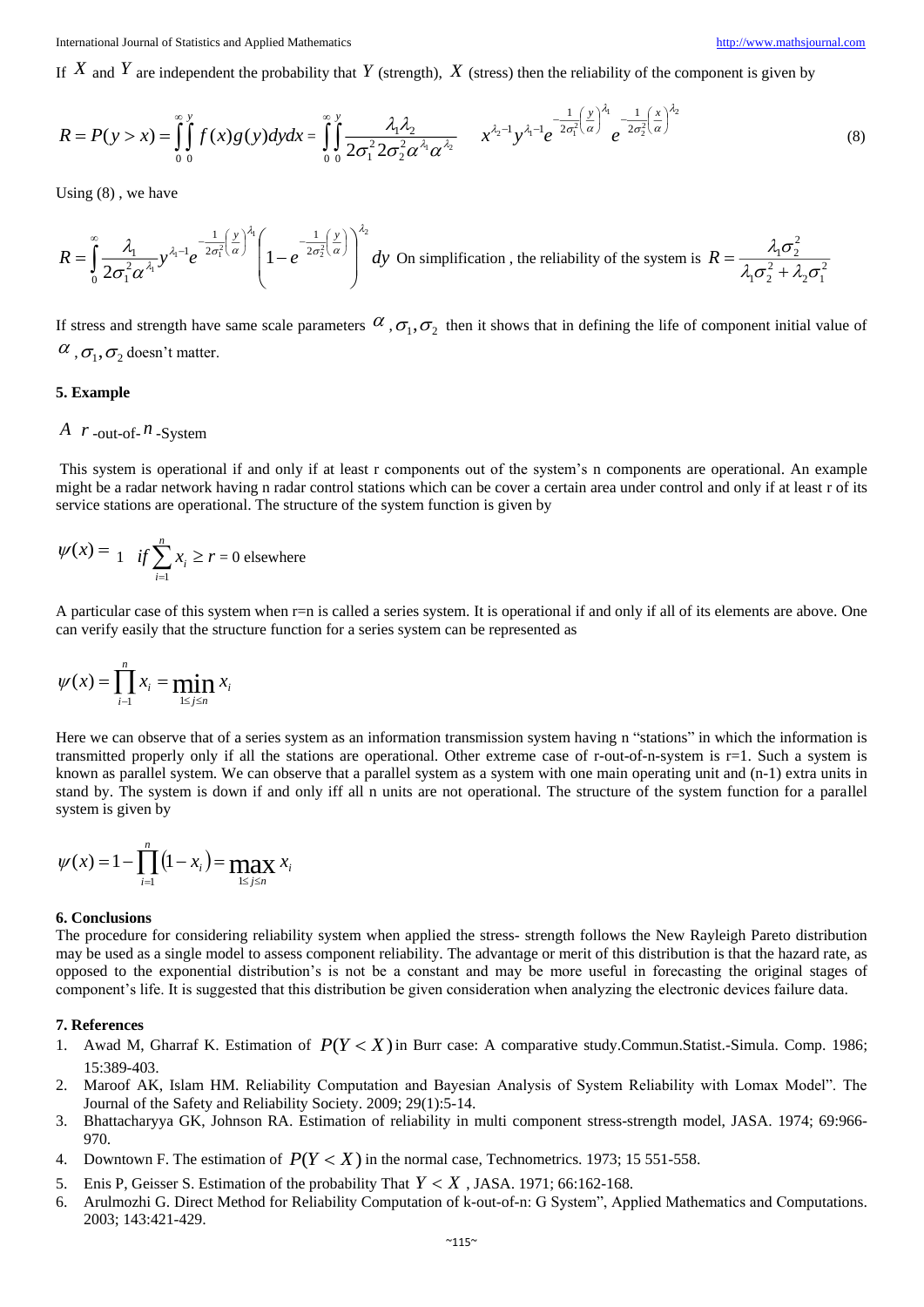If $X$ and $Y$ are independent the probability that $Y$ (strength), $X$ (stress) then the reliability of the component is given by

$$R = P(y > x) = \int_0^\infty \int_0^y f(x)g(y)dydx = \int_0^\infty \int_0^y \frac{\lambda_1 \lambda_2}{2\sigma_1^2 2\sigma_2^2 \alpha^{\lambda_1} \alpha^{\lambda_2}} \quad x^{\lambda_2 - 1} y^{\lambda_1 - 1} e^{-\frac{1}{2\sigma_1^2}\left(\frac{y}{\alpha}\right)^{\lambda_1}} e^{-\frac{1}{2\sigma_2^2}\left(\frac{x}{\alpha}\right)^{\lambda_2}} \tag{8}$$

Using (8) , we have

$$R = \int_0^\infty \frac{\lambda_1}{2\sigma_1^2 \alpha^{\lambda_1}} y^{\lambda_1 - 1} e^{-\frac{1}{2\sigma_1^2}\left(\frac{y}{\alpha}\right)^{\lambda_1}} \left(1 - e^{-\frac{1}{2\sigma_2^2}\left(\frac{y}{\alpha}\right)}\right)^{\lambda_2} dy$$

On simplification , the reliability of the system is $R = \dfrac{\lambda_1 \sigma_2^2}{\lambda_1 \sigma_2^2 + \lambda_2 \sigma_1^2}$

If stress and strength have same scale parameters $\alpha, \sigma_1, \sigma_2$ then it shows that in defining the life of component initial value of $\alpha, \sigma_1, \sigma_2$ doesn't matter.

## 5. Example

*A* $r$-out-of-$n$-System

This system is operational if and only if at least r components out of the system's n components are operational. An example might be a radar network having n radar control stations which can be cover a certain area under control and only if at least r of its service stations are operational. The structure of the system function is given by

$$\psi(x) = 1 \quad if \sum_{i=1}^{n} x_i \geq r = 0 \text{ elsewhere}$$

A particular case of this system when r=n is called a series system. It is operational if and only if all of its elements are above. One can verify easily that the structure function for a series system can be represented as

$$\psi(x) = \prod_{i-1}^{n} x_i = \min_{1 \leq j \leq n} x_i$$

Here we can observe that of a series system as an information transmission system having n "stations" in which the information is transmitted properly only if all the stations are operational. Other extreme case of r-out-of-n-system is r=1. Such a system is known as parallel system. We can observe that a parallel system as a system with one main operating unit and (n-1) extra units in stand by. The system is down if and only iff all n units are not operational. The structure of the system function for a parallel system is given by

$$\psi(x) = 1 - \prod_{i=1}^{n} (1 - x_i) = \max_{1 \leq j \leq n} x_i$$

## 6. Conclusions

The procedure for considering reliability system when applied the stress- strength follows the New Rayleigh Pareto distribution may be used as a single model to assess component reliability. The advantage or merit of this distribution is that the hazard rate, as opposed to the exponential distribution's is not be a constant and may be more useful in forecasting the original stages of component's life. It is suggested that this distribution be given consideration when analyzing the electronic devices failure data.

## 7. References

1. Awad M, Gharraf K. Estimation of $P(Y < X)$ in Burr case: A comparative study.Commun.Statist.-Simula. Comp. 1986; 15:389-403.
2. Maroof AK, Islam HM. Reliability Computation and Bayesian Analysis of System Reliability with Lomax Model". The Journal of the Safety and Reliability Society. 2009; 29(1):5-14.
3. Bhattacharyya GK, Johnson RA. Estimation of reliability in multi component stress-strength model, JASA. 1974; 69:966-970.
4. Downtown F. The estimation of $P(Y < X)$ in the normal case, Technometrics. 1973; 15 551-558.
5. Enis P, Geisser S. Estimation of the probability That $Y < X$ , JASA. 1971; 66:162-168.
6. Arulmozhi G. Direct Method for Reliability Computation of k-out-of-n: G System", Applied Mathematics and Computations. 2003; 143:421-429.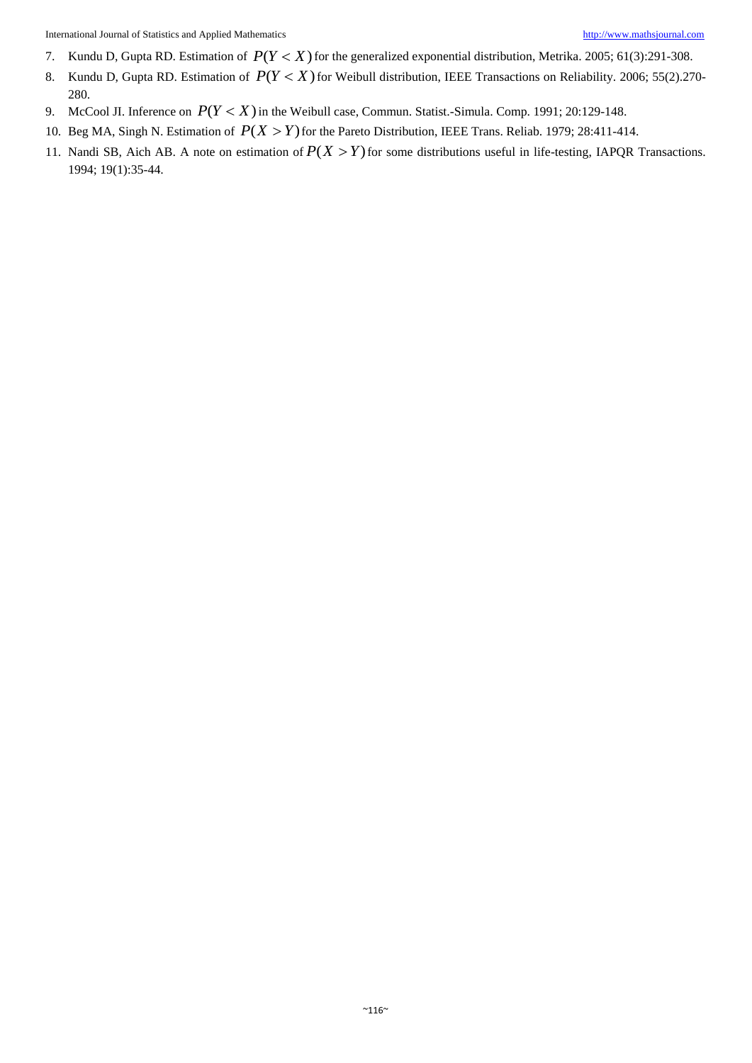7. Kundu D, Gupta RD. Estimation of $P(Y < X)$ for the generalized exponential distribution, Metrika. 2005; 61(3):291-308.
8. Kundu D, Gupta RD. Estimation of $P(Y < X)$ for Weibull distribution, IEEE Transactions on Reliability. 2006; 55(2).270-280.
9. McCool JI. Inference on $P(Y < X)$ in the Weibull case, Commun. Statist.-Simula. Comp. 1991; 20:129-148.
10. Beg MA, Singh N. Estimation of $P(X > Y)$ for the Pareto Distribution, IEEE Trans. Reliab. 1979; 28:411-414.
11. Nandi SB, Aich AB. A note on estimation of $P(X > Y)$ for some distributions useful in life-testing, IAPQR Transactions. 1994; 19(1):35-44.